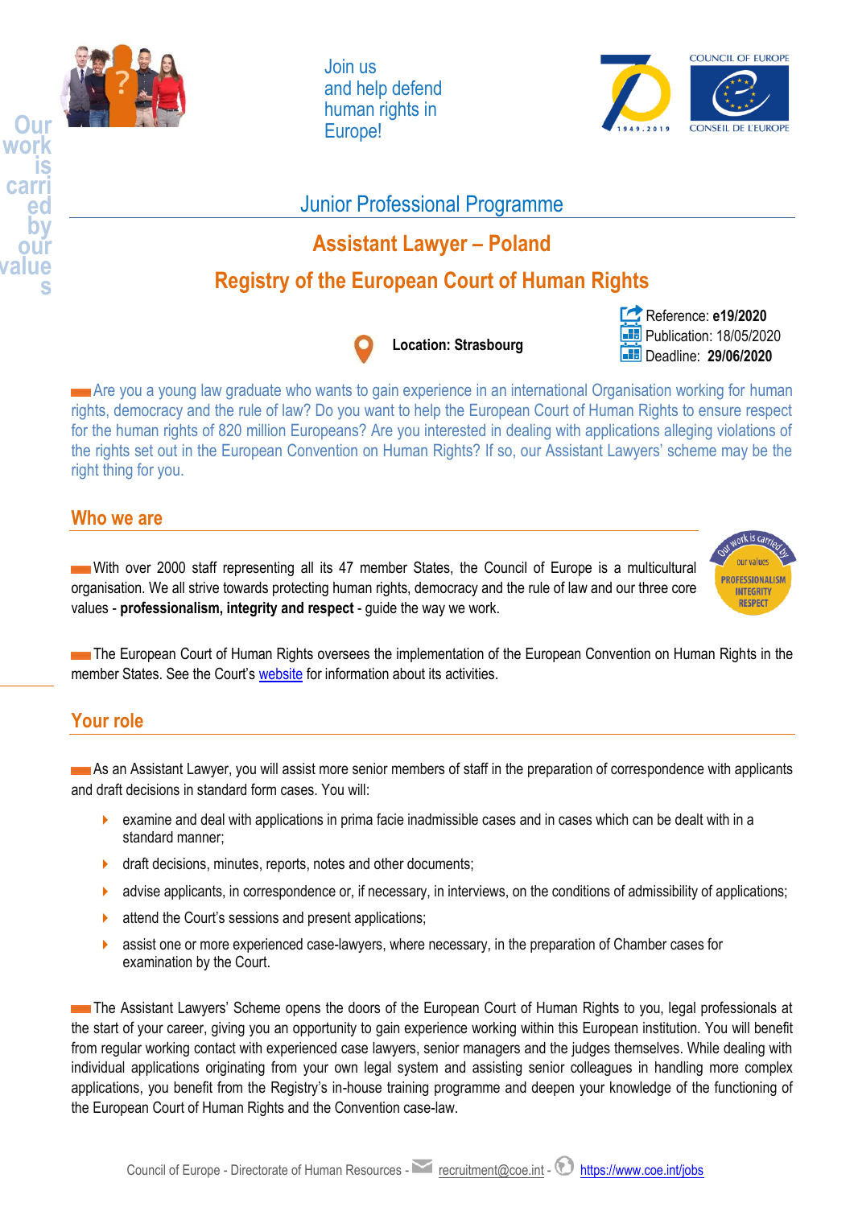Join us and help defend human rights in Europe!

COUNCIL OF EUROPE
CONSEIL DE L'EUROPE

## Junior Professional Programme

# Assistant Lawyer – Poland

# Registry of the European Court of Human Rights

**Location: Strasbourg**

Reference: **e19/2020**
Publication: 18/05/2020
Deadline: **29/06/2020**

Are you a young law graduate who wants to gain experience in an international Organisation working for human rights, democracy and the rule of law? Do you want to help the European Court of Human Rights to ensure respect for the human rights of 820 million Europeans? Are you interested in dealing with applications alleging violations of the rights set out in the European Convention on Human Rights? If so, our Assistant Lawyers' scheme may be the right thing for you.

## Who we are

With over 2000 staff representing all its 47 member States, the Council of Europe is a multicultural organisation. We all strive towards protecting human rights, democracy and the rule of law and our three core values - **professionalism, integrity and respect** - guide the way we work.

The European Court of Human Rights oversees the implementation of the European Convention on Human Rights in the member States. See the Court's website for information about its activities.

## Your role

As an Assistant Lawyer, you will assist more senior members of staff in the preparation of correspondence with applicants and draft decisions in standard form cases. You will:

- examine and deal with applications in prima facie inadmissible cases and in cases which can be dealt with in a standard manner;
- draft decisions, minutes, reports, notes and other documents;
- advise applicants, in correspondence or, if necessary, in interviews, on the conditions of admissibility of applications;
- attend the Court's sessions and present applications;
- assist one or more experienced case-lawyers, where necessary, in the preparation of Chamber cases for examination by the Court.

The Assistant Lawyers' Scheme opens the doors of the European Court of Human Rights to you, legal professionals at the start of your career, giving you an opportunity to gain experience working within this European institution. You will benefit from regular working contact with experienced case lawyers, senior managers and the judges themselves. While dealing with individual applications originating from your own legal system and assisting senior colleagues in handling more complex applications, you benefit from the Registry's in-house training programme and deepen your knowledge of the functioning of the European Court of Human Rights and the Convention case-law.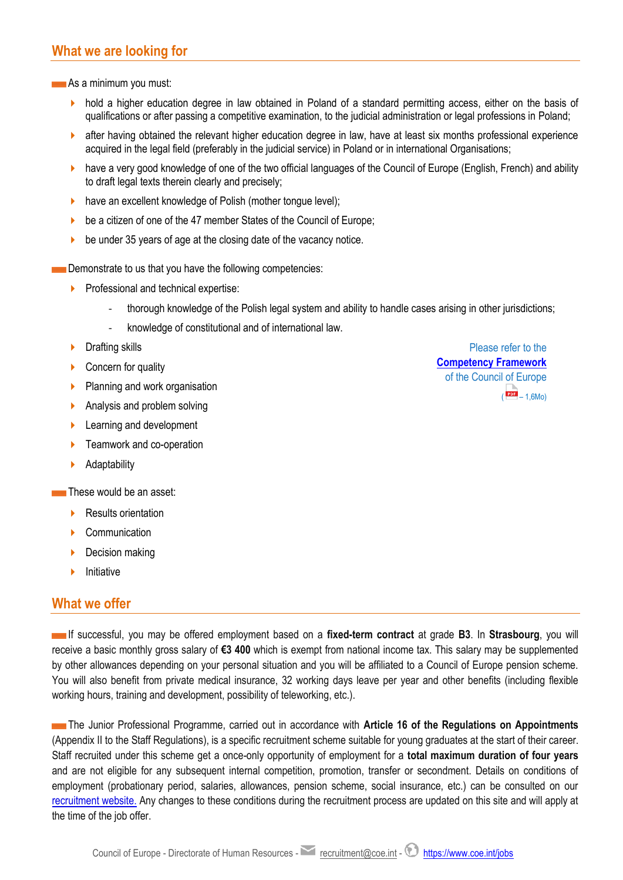## What we are looking for

As a minimum you must:

- hold a higher education degree in law obtained in Poland of a standard permitting access, either on the basis of qualifications or after passing a competitive examination, to the judicial administration or legal professions in Poland;
- after having obtained the relevant higher education degree in law, have at least six months professional experience acquired in the legal field (preferably in the judicial service) in Poland or in international Organisations;
- have a very good knowledge of one of the two official languages of the Council of Europe (English, French) and ability to draft legal texts therein clearly and precisely;
- have an excellent knowledge of Polish (mother tongue level);
- be a citizen of one of the 47 member States of the Council of Europe;
- be under 35 years of age at the closing date of the vacancy notice.

Demonstrate to us that you have the following competencies:

- Professional and technical expertise:
  - thorough knowledge of the Polish legal system and ability to handle cases arising in other jurisdictions;
  - knowledge of constitutional and of international law.
- Drafting skills
- Concern for quality
- Planning and work organisation
- Analysis and problem solving
- Learning and development
- Teamwork and co-operation
- Adaptability

Please refer to the **Competency Framework** of the Council of Europe ( – 1,6Mo)

These would be an asset:

- Results orientation
- Communication
- Decision making
- Initiative

## What we offer

If successful, you may be offered employment based on a **fixed-term contract** at grade **B3**. In **Strasbourg**, you will receive a basic monthly gross salary of **€3 400** which is exempt from national income tax. This salary may be supplemented by other allowances depending on your personal situation and you will be affiliated to a Council of Europe pension scheme. You will also benefit from private medical insurance, 32 working days leave per year and other benefits (including flexible working hours, training and development, possibility of teleworking, etc.).

The Junior Professional Programme, carried out in accordance with **Article 16 of the Regulations on Appointments** (Appendix II to the Staff Regulations), is a specific recruitment scheme suitable for young graduates at the start of their career. Staff recruited under this scheme get a once-only opportunity of employment for a **total maximum duration of four years** and are not eligible for any subsequent internal competition, promotion, transfer or secondment. Details on conditions of employment (probationary period, salaries, allowances, pension scheme, social insurance, etc.) can be consulted on our recruitment website. Any changes to these conditions during the recruitment process are updated on this site and will apply at the time of the job offer.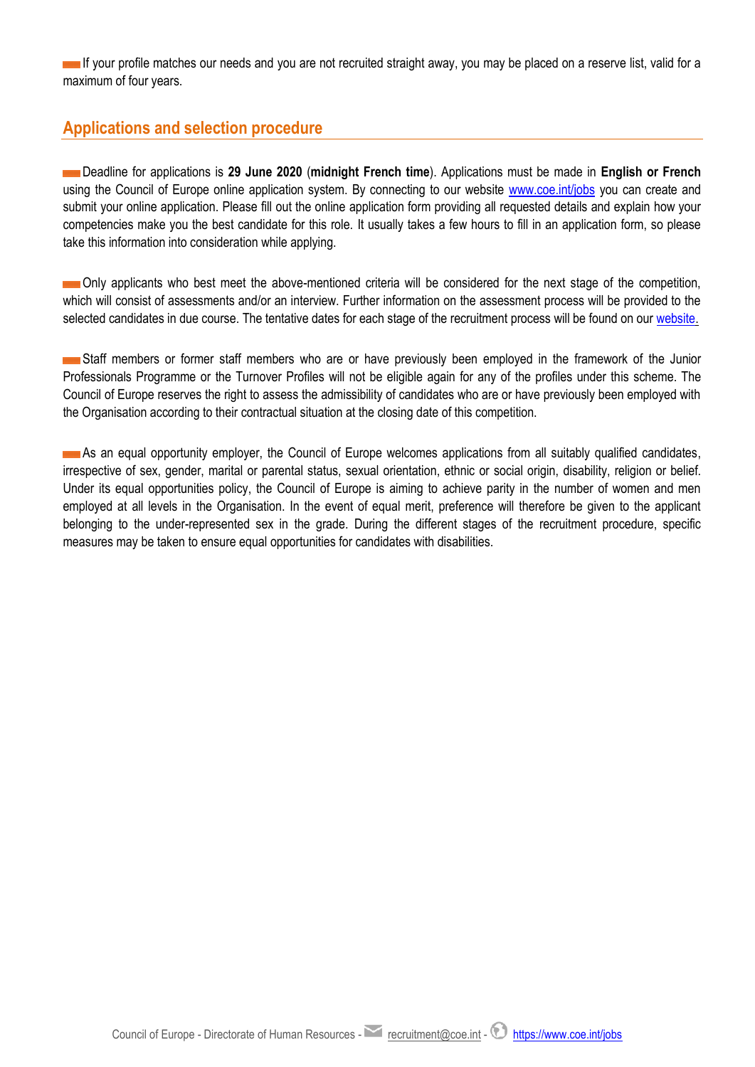If your profile matches our needs and you are not recruited straight away, you may be placed on a reserve list, valid for a maximum of four years.

## Applications and selection procedure

Deadline for applications is **29 June 2020** (**midnight French time**). Applications must be made in **English or French** using the Council of Europe online application system. By connecting to our website [www.coe.int/jobs](www.coe.int/jobs) you can create and submit your online application. Please fill out the online application form providing all requested details and explain how your competencies make you the best candidate for this role. It usually takes a few hours to fill in an application form, so please take this information into consideration while applying.

Only applicants who best meet the above-mentioned criteria will be considered for the next stage of the competition, which will consist of assessments and/or an interview. Further information on the assessment process will be provided to the selected candidates in due course. The tentative dates for each stage of the recruitment process will be found on our website.

Staff members or former staff members who are or have previously been employed in the framework of the Junior Professionals Programme or the Turnover Profiles will not be eligible again for any of the profiles under this scheme. The Council of Europe reserves the right to assess the admissibility of candidates who are or have previously been employed with the Organisation according to their contractual situation at the closing date of this competition.

As an equal opportunity employer, the Council of Europe welcomes applications from all suitably qualified candidates, irrespective of sex, gender, marital or parental status, sexual orientation, ethnic or social origin, disability, religion or belief. Under its equal opportunities policy, the Council of Europe is aiming to achieve parity in the number of women and men employed at all levels in the Organisation. In the event of equal merit, preference will therefore be given to the applicant belonging to the under-represented sex in the grade. During the different stages of the recruitment procedure, specific measures may be taken to ensure equal opportunities for candidates with disabilities.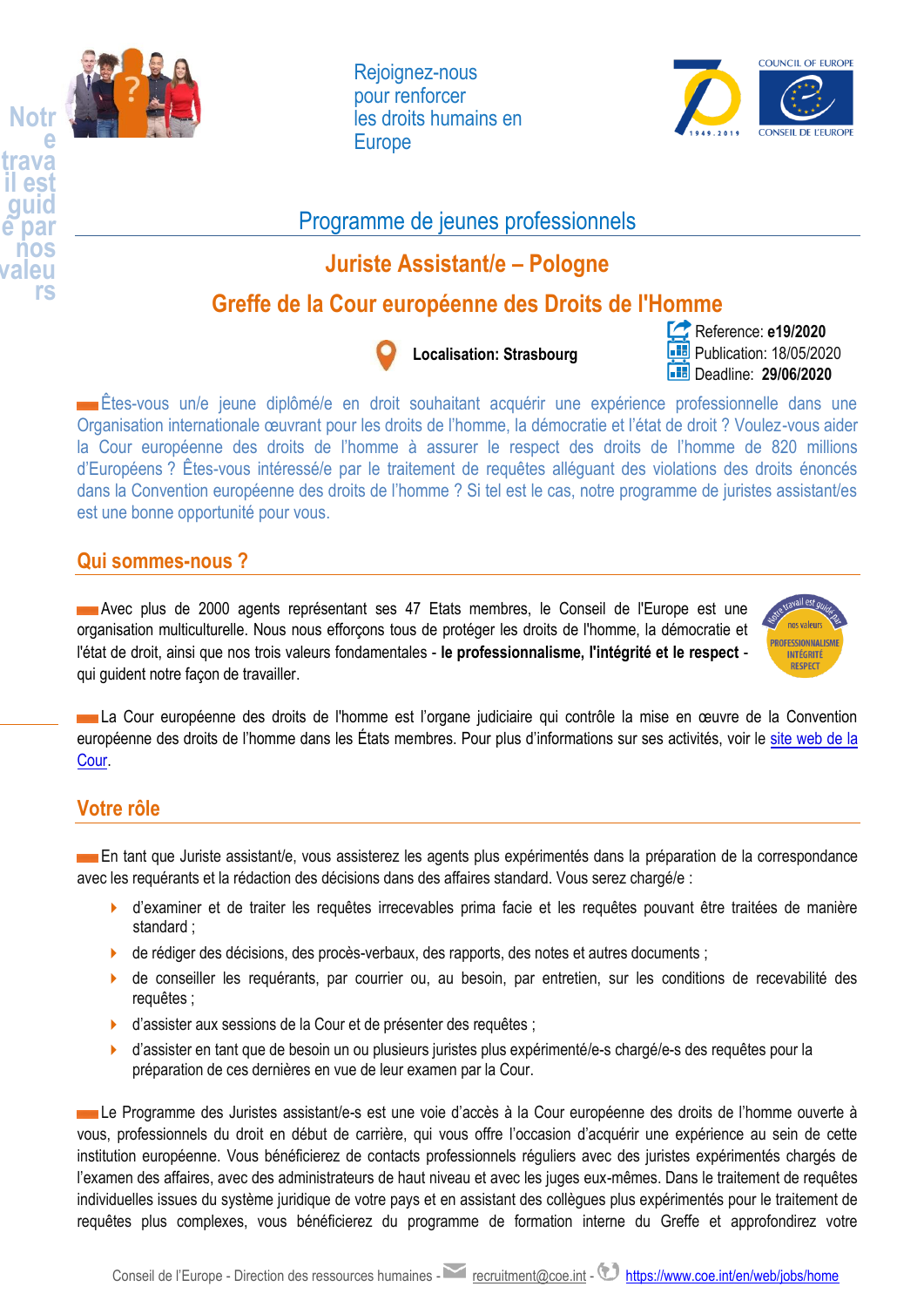Rejoignez-nous pour renforcer les droits humains en Europe

Notre travail est guidé par nos valeurs

## Programme de jeunes professionnels

# Juriste Assistant/e – Pologne

# Greffe de la Cour européenne des Droits de l'Homme

**Localisation: Strasbourg**

Reference: **e19/2020**
Publication: 18/05/2020
Deadline: **29/06/2020**

Êtes-vous un/e jeune diplômé/e en droit souhaitant acquérir une expérience professionnelle dans une Organisation internationale œuvrant pour les droits de l'homme, la démocratie et l'état de droit ? Voulez-vous aider la Cour européenne des droits de l'homme à assurer le respect des droits de l'homme de 820 millions d'Européens ? Êtes-vous intéressé/e par le traitement de requêtes alléguant des violations des droits énoncés dans la Convention européenne des droits de l'homme ? Si tel est le cas, notre programme de juristes assistant/es est une bonne opportunité pour vous.

## Qui sommes-nous ?

Avec plus de 2000 agents représentant ses 47 Etats membres, le Conseil de l'Europe est une organisation multiculturelle. Nous nous efforçons tous de protéger les droits de l'homme, la démocratie et l'état de droit, ainsi que nos trois valeurs fondamentales - **le professionnalisme, l'intégrité et le respect** - qui guident notre façon de travailler.

La Cour européenne des droits de l'homme est l'organe judiciaire qui contrôle la mise en œuvre de la Convention européenne des droits de l'homme dans les États membres. Pour plus d'informations sur ses activités, voir le site web de la Cour.

## Votre rôle

En tant que Juriste assistant/e, vous assisterez les agents plus expérimentés dans la préparation de la correspondance avec les requérants et la rédaction des décisions dans des affaires standard. Vous serez chargé/e :

- d'examiner et de traiter les requêtes irrecevables prima facie et les requêtes pouvant être traitées de manière standard ;
- de rédiger des décisions, des procès-verbaux, des rapports, des notes et autres documents ;
- de conseiller les requérants, par courrier ou, au besoin, par entretien, sur les conditions de recevabilité des requêtes ;
- d'assister aux sessions de la Cour et de présenter des requêtes ;
- d'assister en tant que de besoin un ou plusieurs juristes plus expérimenté/e-s chargé/e-s des requêtes pour la préparation de ces dernières en vue de leur examen par la Cour.

Le Programme des Juristes assistant/e-s est une voie d'accès à la Cour européenne des droits de l'homme ouverte à vous, professionnels du droit en début de carrière, qui vous offre l'occasion d'acquérir une expérience au sein de cette institution européenne. Vous bénéficierez de contacts professionnels réguliers avec des juristes expérimentés chargés de l'examen des affaires, avec des administrateurs de haut niveau et avec les juges eux-mêmes. Dans le traitement de requêtes individuelles issues du système juridique de votre pays et en assistant des collègues plus expérimentés pour le traitement de requêtes plus complexes, vous bénéficierez du programme de formation interne du Greffe et approfondirez votre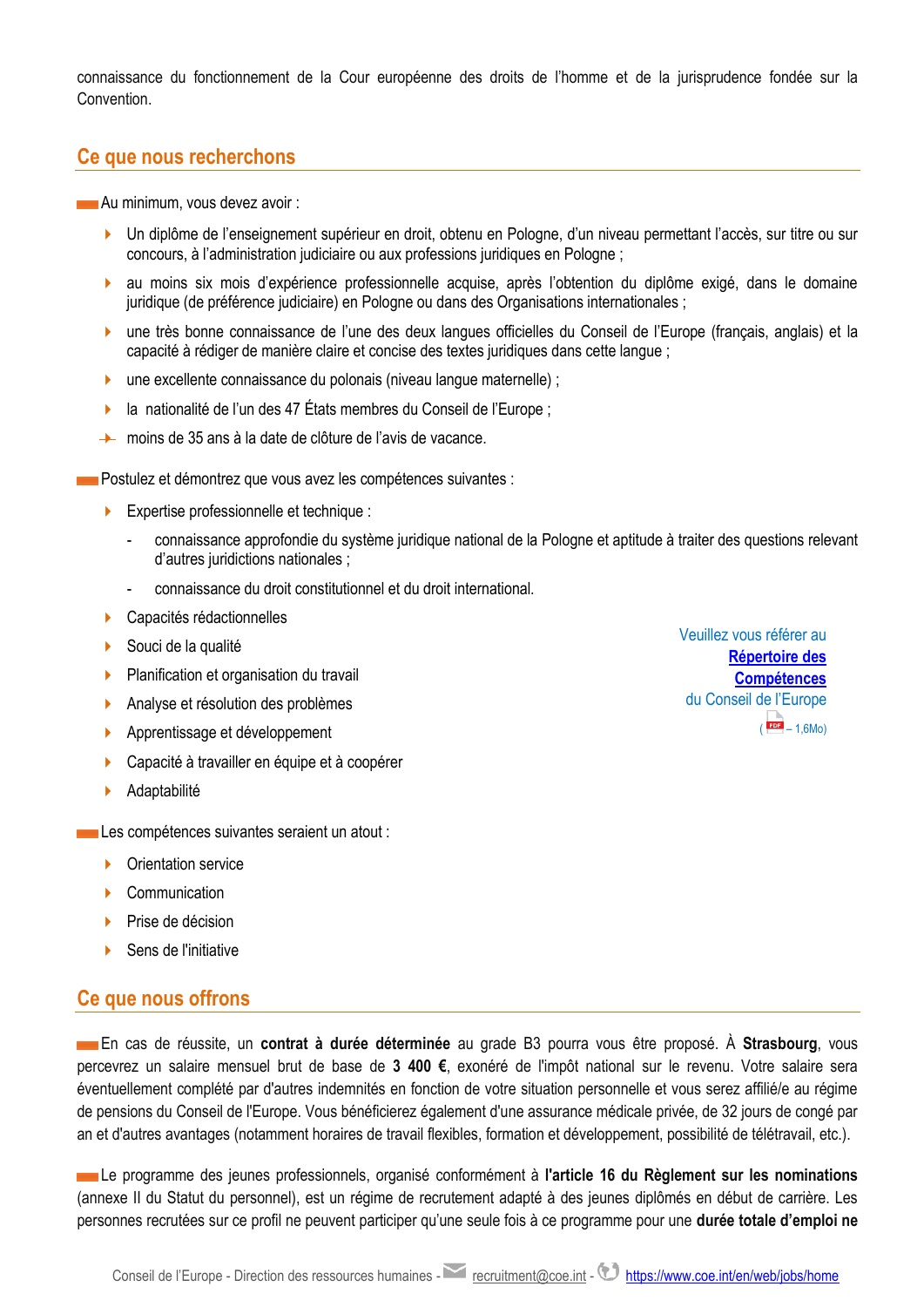connaissance du fonctionnement de la Cour européenne des droits de l'homme et de la jurisprudence fondée sur la Convention.

## Ce que nous recherchons

Au minimum, vous devez avoir :

- Un diplôme de l'enseignement supérieur en droit, obtenu en Pologne, d'un niveau permettant l'accès, sur titre ou sur concours, à l'administration judiciaire ou aux professions juridiques en Pologne ;
- au moins six mois d'expérience professionnelle acquise, après l'obtention du diplôme exigé, dans le domaine juridique (de préférence judiciaire) en Pologne ou dans des Organisations internationales ;
- une très bonne connaissance de l'une des deux langues officielles du Conseil de l'Europe (français, anglais) et la capacité à rédiger de manière claire et concise des textes juridiques dans cette langue ;
- une excellente connaissance du polonais (niveau langue maternelle) ;
- la nationalité de l'un des 47 États membres du Conseil de l'Europe ;
- moins de 35 ans à la date de clôture de l'avis de vacance.

Postulez et démontrez que vous avez les compétences suivantes :

- Expertise professionnelle et technique :
  - connaissance approfondie du système juridique national de la Pologne et aptitude à traiter des questions relevant d'autres juridictions nationales ;
  - connaissance du droit constitutionnel et du droit international.
- Capacités rédactionnelles
- Souci de la qualité
- Planification et organisation du travail
- Analyse et résolution des problèmes
- Apprentissage et développement
- Capacité à travailler en équipe et à coopérer
- Adaptabilité

Veuillez vous référer au **Répertoire des Compétences** du Conseil de l'Europe (– 1,6Mo)

Les compétences suivantes seraient un atout :

- Orientation service
- Communication
- Prise de décision
- Sens de l'initiative

## Ce que nous offrons

En cas de réussite, un **contrat à durée déterminée** au grade B3 pourra vous être proposé. À **Strasbourg**, vous percevrez un salaire mensuel brut de base de **3 400 €**, exonéré de l'impôt national sur le revenu. Votre salaire sera éventuellement complété par d'autres indemnités en fonction de votre situation personnelle et vous serez affilié/e au régime de pensions du Conseil de l'Europe. Vous bénéficierez également d'une assurance médicale privée, de 32 jours de congé par an et d'autres avantages (notamment horaires de travail flexibles, formation et développement, possibilité de télétravail, etc.).

Le programme des jeunes professionnels, organisé conformément à **l'article 16 du Règlement sur les nominations** (annexe II du Statut du personnel), est un régime de recrutement adapté à des jeunes diplômés en début de carrière. Les personnes recrutées sur ce profil ne peuvent participer qu'une seule fois à ce programme pour une **durée totale d'emploi ne**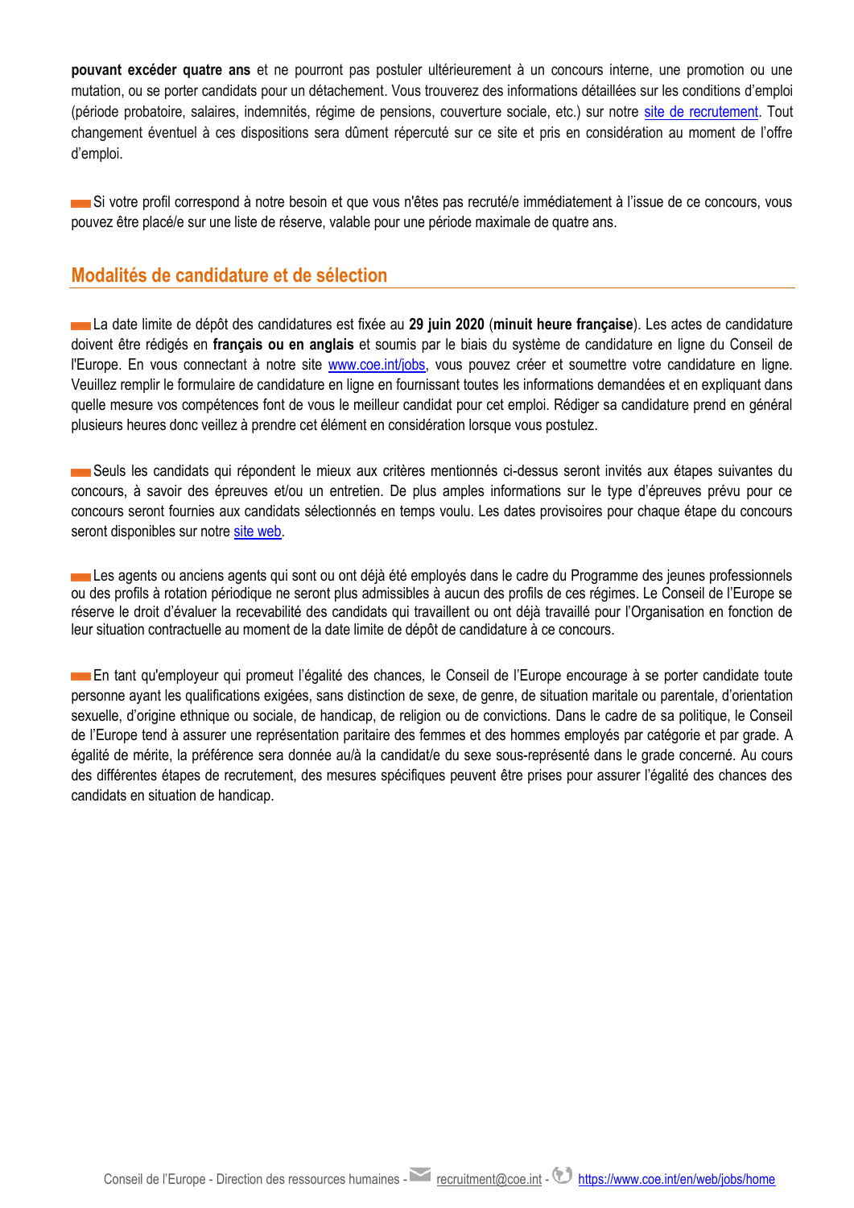**pouvant excéder quatre ans** et ne pourront pas postuler ultérieurement à un concours interne, une promotion ou une mutation, ou se porter candidats pour un détachement. Vous trouverez des informations détaillées sur les conditions d'emploi (période probatoire, salaires, indemnités, régime de pensions, couverture sociale, etc.) sur notre site de recrutement. Tout changement éventuel à ces dispositions sera dûment répercuté sur ce site et pris en considération au moment de l'offre d'emploi.

Si votre profil correspond à notre besoin et que vous n'êtes pas recruté/e immédiatement à l'issue de ce concours, vous pouvez être placé/e sur une liste de réserve, valable pour une période maximale de quatre ans.

## Modalités de candidature et de sélection

La date limite de dépôt des candidatures est fixée au **29 juin 2020** (**minuit heure française**). Les actes de candidature doivent être rédigés en **français ou en anglais** et soumis par le biais du système de candidature en ligne du Conseil de l'Europe. En vous connectant à notre site www.coe.int/jobs, vous pouvez créer et soumettre votre candidature en ligne. Veuillez remplir le formulaire de candidature en ligne en fournissant toutes les informations demandées et en expliquant dans quelle mesure vos compétences font de vous le meilleur candidat pour cet emploi. Rédiger sa candidature prend en général plusieurs heures donc veillez à prendre cet élément en considération lorsque vous postulez.

Seuls les candidats qui répondent le mieux aux critères mentionnés ci-dessus seront invités aux étapes suivantes du concours, à savoir des épreuves et/ou un entretien. De plus amples informations sur le type d'épreuves prévu pour ce concours seront fournies aux candidats sélectionnés en temps voulu. Les dates provisoires pour chaque étape du concours seront disponibles sur notre site web.

Les agents ou anciens agents qui sont ou ont déjà été employés dans le cadre du Programme des jeunes professionnels ou des profils à rotation périodique ne seront plus admissibles à aucun des profils de ces régimes. Le Conseil de l'Europe se réserve le droit d'évaluer la recevabilité des candidats qui travaillent ou ont déjà travaillé pour l'Organisation en fonction de leur situation contractuelle au moment de la date limite de dépôt de candidature à ce concours.

En tant qu'employeur qui promeut l'égalité des chances, le Conseil de l'Europe encourage à se porter candidate toute personne ayant les qualifications exigées, sans distinction de sexe, de genre, de situation maritale ou parentale, d'orientation sexuelle, d'origine ethnique ou sociale, de handicap, de religion ou de convictions. Dans le cadre de sa politique, le Conseil de l'Europe tend à assurer une représentation paritaire des femmes et des hommes employés par catégorie et par grade. A égalité de mérite, la préférence sera donnée au/à la candidat/e du sexe sous-représenté dans le grade concerné. Au cours des différentes étapes de recrutement, des mesures spécifiques peuvent être prises pour assurer l'égalité des chances des candidats en situation de handicap.